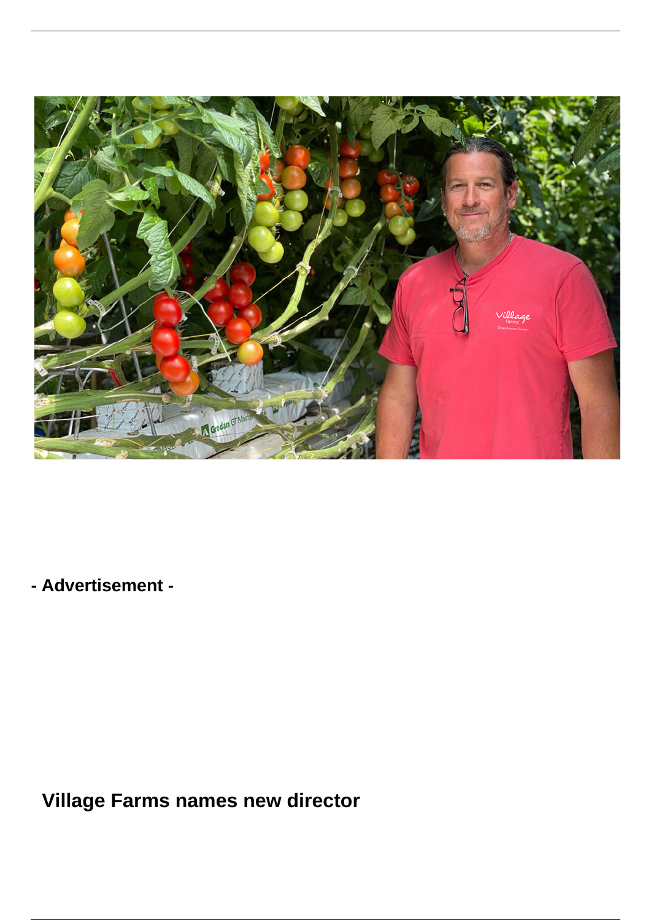- Advertisement -

## Village Farms names new director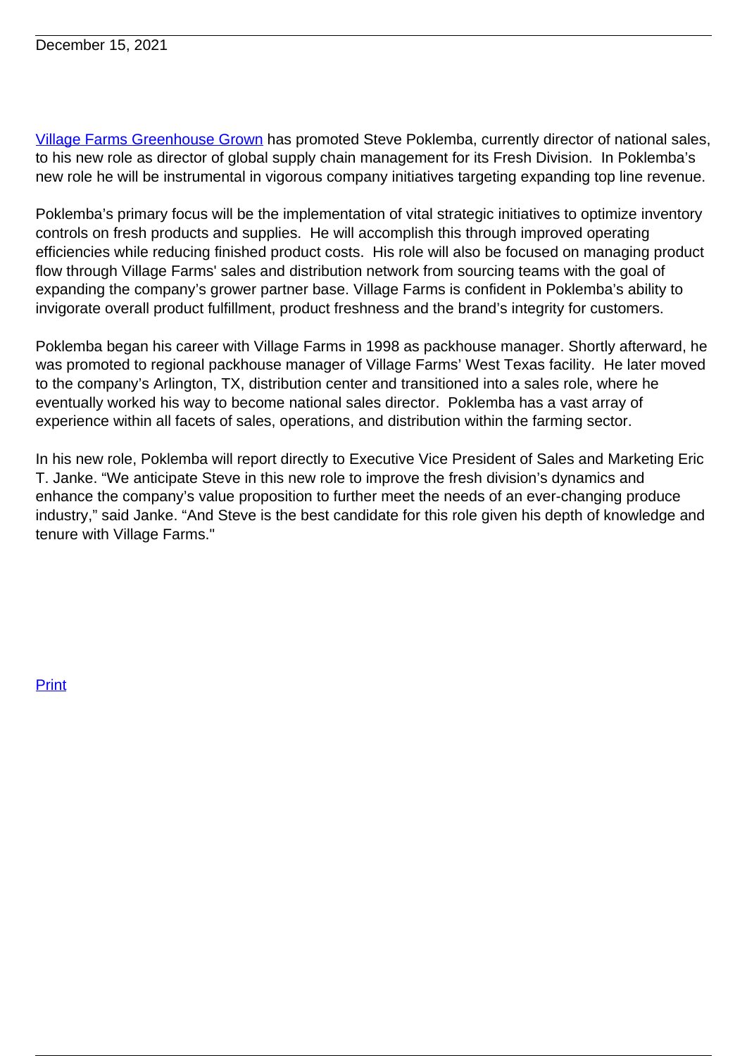December 15, 2021

[Village Farms Greenhouse Grown] has promoted Steve Poklemba, currently director of national sales, to his new role as director of global supply chain management for its Fresh Division. In Poklemba's new role he will be instrumental in vigorous company initiatives targeting expanding top line revenue.

Poklemba's primary focus will be the implementation of vital strategic initiatives to optimize inventory controls on fresh products and supplies. He will accomplish this through improved operating efficiencies while reducing finished product costs. His role will also be focused on managing product flow through Village Farms' sales and distribution network from sourcing teams with the goal of expanding the company's grower partner base. Village Farms is confident in Poklemba's ability to invigorate overall product fulfillment, product freshness and the brand's integrity for customers.

Poklemba began his career with Village Farms in 1998 as packhouse manager. Shortly afterward, he was promoted to regional packhouse manager of Village Farms' West Texas facility. He later moved to the company's Arlington, TX, distribution center and transitioned into a sales role, where he eventually worked his way to become national sales director. Poklemba has a vast array of experience within all facets of sales, operations, and distribution within the farming sector.

In his new role, Poklemba will report directly to Executive Vice President of Sales and Marketing Eric T. Janke. "We anticipate Steve in this new role to improve the fresh division's dynamics and enhance the company's value proposition to further meet the needs of an ever-changing produce industry," said Janke. "And Steve is the best candidate for this role given his depth of knowledge and tenure with Village Farms."

Print